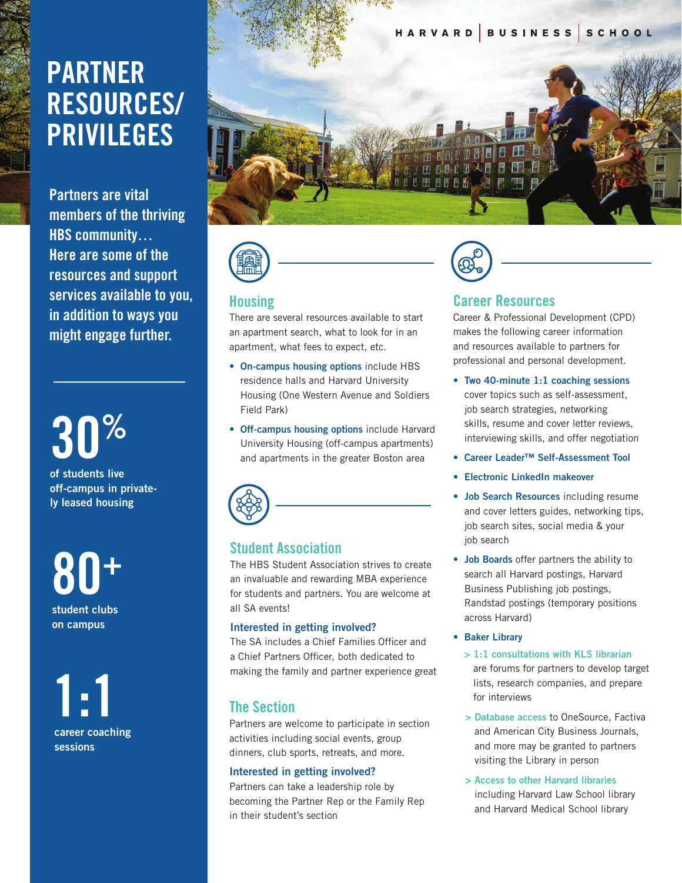HARVARD | BUSINESS | SCHOOL

# PARTNER RESOURCES/ PRIVILEGES

**Partners are vital members of the thriving HBS community… Here are some of the resources and support services available to you, in addition to ways you might engage further.**

**30%** of students live off-campus in privately leased housing

**80+** student clubs on campus

**1:1** career coaching sessions

## Housing

There are several resources available to start an apartment search, what to look for in an apartment, what fees to expect, etc.

- **On-campus housing options** include HBS residence halls and Harvard University Housing (One Western Avenue and Soldiers Field Park)
- **Off-campus housing options** include Harvard University Housing (off-campus apartments) and apartments in the greater Boston area

## Student Association

The HBS Student Association strives to create an invaluable and rewarding MBA experience for students and partners. You are welcome at all SA events!

### Interested in getting involved?

The SA includes a Chief Families Officer and a Chief Partners Officer, both dedicated to making the family and partner experience great

## The Section

Partners are welcome to participate in section activities including social events, group dinners, club sports, retreats, and more.

### Interested in getting involved?

Partners can take a leadership role by becoming the Partner Rep or the Family Rep in their student's section

## Career Resources

Career & Professional Development (CPD) makes the following career information and resources available to partners for professional and personal development.

- **Two 40-minute 1:1 coaching sessions** cover topics such as self-assessment, job search strategies, networking skills, resume and cover letter reviews, interviewing skills, and offer negotiation
- **Career Leader™ Self-Assessment Tool**
- **Electronic LinkedIn makeover**
- **Job Search Resources** including resume and cover letters guides, networking tips, job search sites, social media & your job search
- **Job Boards** offer partners the ability to search all Harvard postings, Harvard Business Publishing job postings, Randstad postings (temporary positions across Harvard)
- **Baker Library**
  - > **1:1 consultations with KLS librarian** are forums for partners to develop target lists, research companies, and prepare for interviews
  - > **Database access** to OneSource, Factiva and American City Business Journals, and more may be granted to partners visiting the Library in person
  - > **Access to other Harvard libraries** including Harvard Law School library and Harvard Medical School library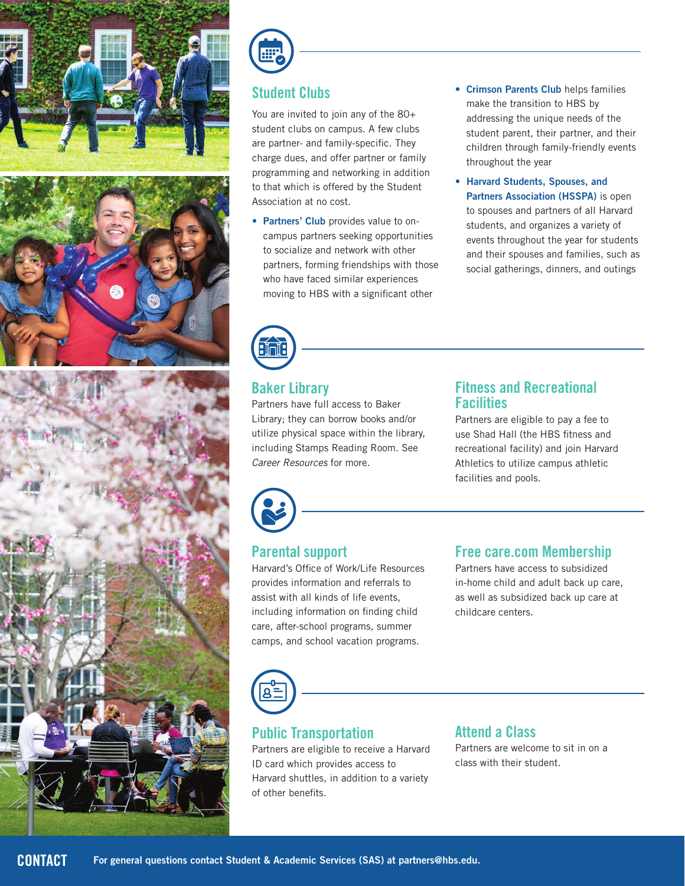## Student Clubs

You are invited to join any of the 80+ student clubs on campus. A few clubs are partner- and family-specific. They charge dues, and offer partner or family programming and networking in addition to that which is offered by the Student Association at no cost.

- **Partners' Club** provides value to on-campus partners seeking opportunities to socialize and network with other partners, forming friendships with those who have faced similar experiences moving to HBS with a significant other
- **Crimson Parents Club** helps families make the transition to HBS by addressing the unique needs of the student parent, their partner, and their children through family-friendly events throughout the year
- **Harvard Students, Spouses, and Partners Association (HSSPA)** is open to spouses and partners of all Harvard students, and organizes a variety of events throughout the year for students and their spouses and families, such as social gatherings, dinners, and outings

## Baker Library

Partners have full access to Baker Library; they can borrow books and/or utilize physical space within the library, including Stamps Reading Room. See *Career Resources* for more.

## Fitness and Recreational Facilities

Partners are eligible to pay a fee to use Shad Hall (the HBS fitness and recreational facility) and join Harvard Athletics to utilize campus athletic facilities and pools.

## Parental support

Harvard's Office of Work/Life Resources provides information and referrals to assist with all kinds of life events, including information on finding child care, after-school programs, summer camps, and school vacation programs.

## Free care.com Membership

Partners have access to subsidized in-home child and adult back up care, as well as subsidized back up care at childcare centers.

## Public Transportation

Partners are eligible to receive a Harvard ID card which provides access to Harvard shuttles, in addition to a variety of other benefits.

## Attend a Class

Partners are welcome to sit in on a class with their student.

**CONTACT** For general questions contact Student & Academic Services (SAS) at partners@hbs.edu.